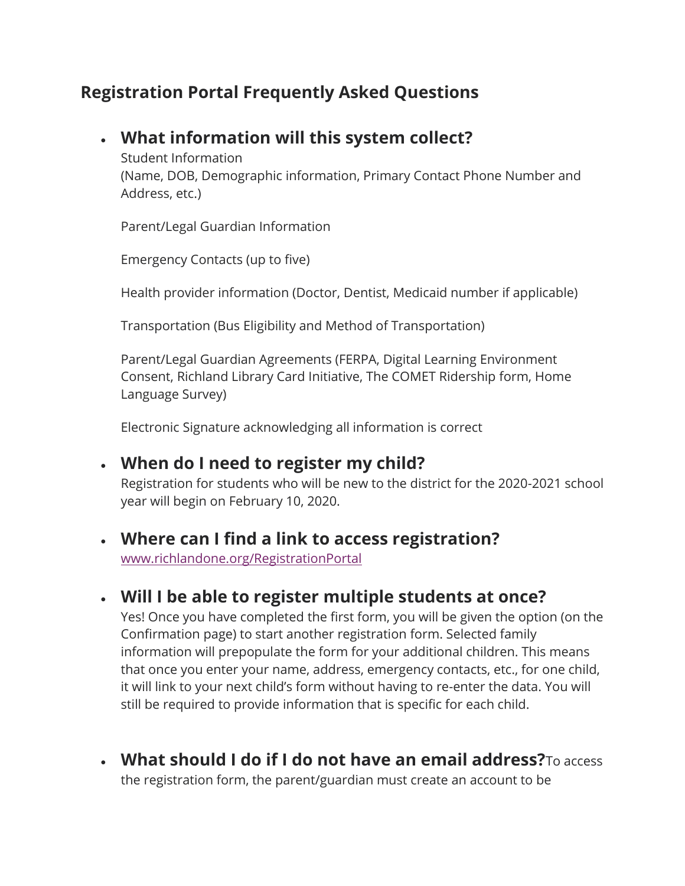## Registration Portal Frequently Asked Questions

- ### What information will this system collect?

  Student Information
  (Name, DOB, Demographic information, Primary Contact Phone Number and Address, etc.)

  Parent/Legal Guardian Information

  Emergency Contacts (up to five)

  Health provider information (Doctor, Dentist, Medicaid number if applicable)

  Transportation (Bus Eligibility and Method of Transportation)

  Parent/Legal Guardian Agreements (FERPA, Digital Learning Environment Consent, Richland Library Card Initiative, The COMET Ridership form, Home Language Survey)

  Electronic Signature acknowledging all information is correct

- ### When do I need to register my child?

  Registration for students who will be new to the district for the 2020-2021 school year will begin on February 10, 2020.

- ### Where can I find a link to access registration?

  [www.richlandone.org/RegistrationPortal](www.richlandone.org/RegistrationPortal)

- ### Will I be able to register multiple students at once?

  Yes! Once you have completed the first form, you will be given the option (on the Confirmation page) to start another registration form. Selected family information will prepopulate the form for your additional children. This means that once you enter your name, address, emergency contacts, etc., for one child, it will link to your next child's form without having to re-enter the data. You will still be required to provide information that is specific for each child.

- ### What should I do if I do not have an email address?

  To access the registration form, the parent/guardian must create an account to be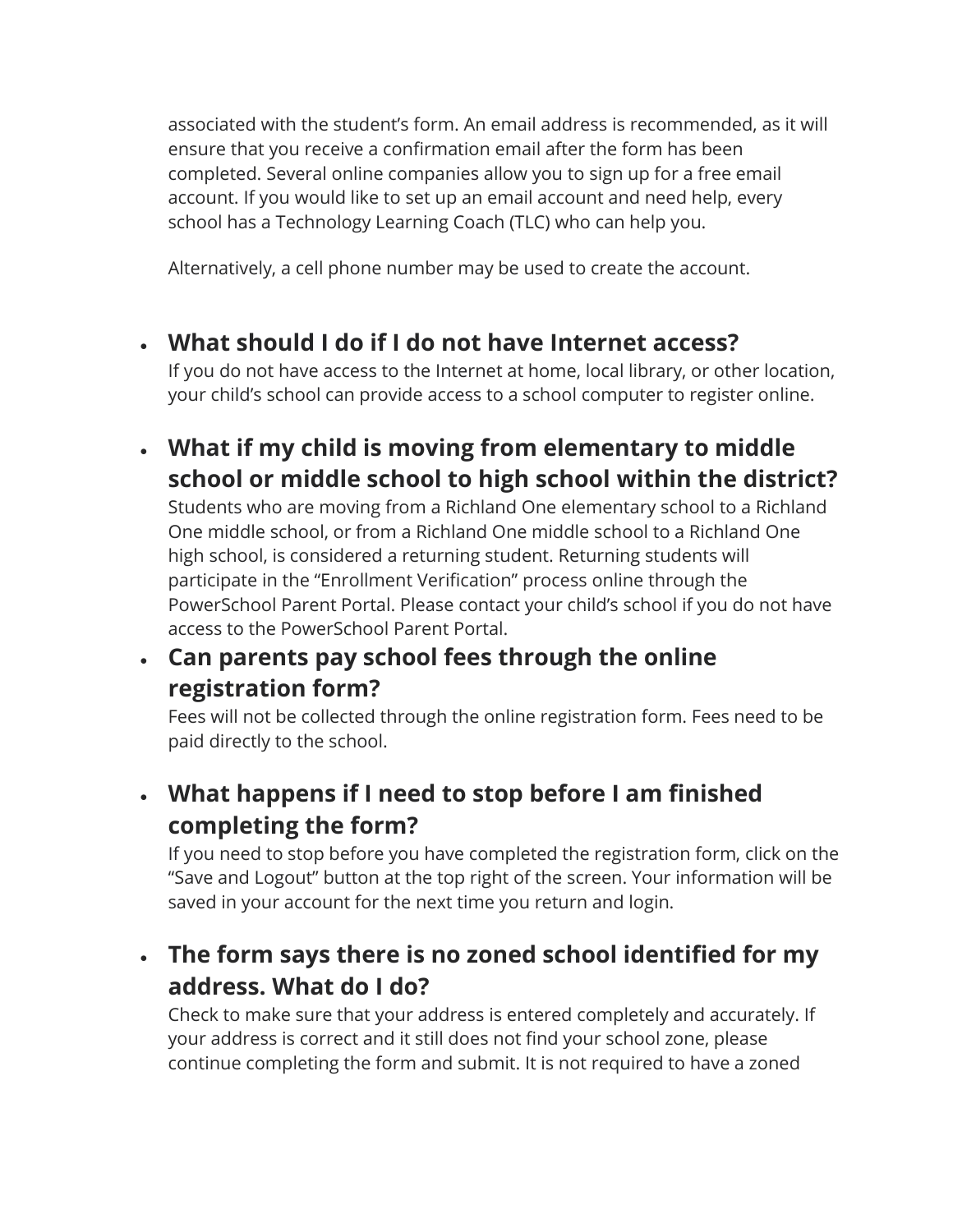associated with the student's form. An email address is recommended, as it will ensure that you receive a confirmation email after the form has been completed. Several online companies allow you to sign up for a free email account. If you would like to set up an email account and need help, every school has a Technology Learning Coach (TLC) who can help you.

Alternatively, a cell phone number may be used to create the account.

- **What should I do if I do not have Internet access?**
  If you do not have access to the Internet at home, local library, or other location, your child's school can provide access to a school computer to register online.

- **What if my child is moving from elementary to middle school or middle school to high school within the district?**
  Students who are moving from a Richland One elementary school to a Richland One middle school, or from a Richland One middle school to a Richland One high school, is considered a returning student. Returning students will participate in the "Enrollment Verification" process online through the PowerSchool Parent Portal. Please contact your child's school if you do not have access to the PowerSchool Parent Portal.

- **Can parents pay school fees through the online registration form?**
  Fees will not be collected through the online registration form. Fees need to be paid directly to the school.

- **What happens if I need to stop before I am finished completing the form?**
  If you need to stop before you have completed the registration form, click on the "Save and Logout" button at the top right of the screen. Your information will be saved in your account for the next time you return and login.

- **The form says there is no zoned school identified for my address. What do I do?**
  Check to make sure that your address is entered completely and accurately. If your address is correct and it still does not find your school zone, please continue completing the form and submit. It is not required to have a zoned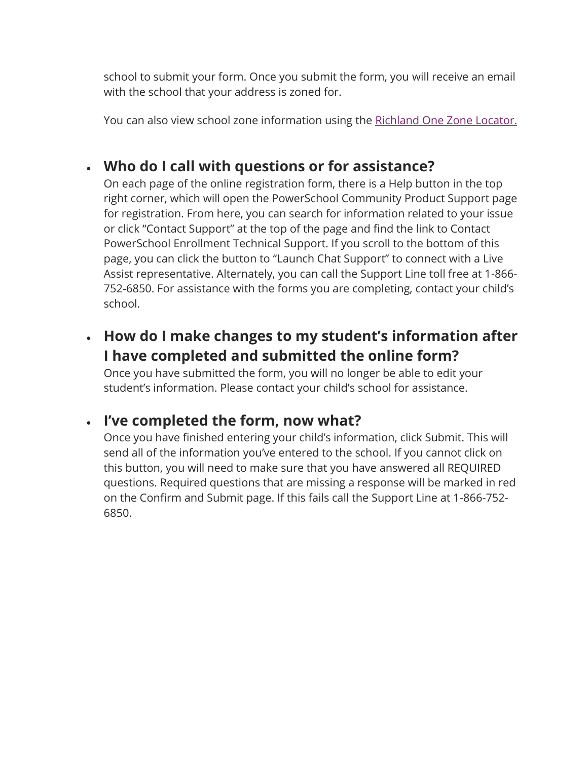school to submit your form. Once you submit the form, you will receive an email with the school that your address is zoned for.

You can also view school zone information using the Richland One Zone Locator.

- **Who do I call with questions or for assistance?**
  On each page of the online registration form, there is a Help button in the top right corner, which will open the PowerSchool Community Product Support page for registration. From here, you can search for information related to your issue or click "Contact Support" at the top of the page and find the link to Contact PowerSchool Enrollment Technical Support. If you scroll to the bottom of this page, you can click the button to "Launch Chat Support" to connect with a Live Assist representative. Alternately, you can call the Support Line toll free at 1-866-752-6850. For assistance with the forms you are completing, contact your child's school.

- **How do I make changes to my student's information after I have completed and submitted the online form?**
  Once you have submitted the form, you will no longer be able to edit your student's information. Please contact your child's school for assistance.

- **I've completed the form, now what?**
  Once you have finished entering your child's information, click Submit. This will send all of the information you've entered to the school. If you cannot click on this button, you will need to make sure that you have answered all REQUIRED questions. Required questions that are missing a response will be marked in red on the Confirm and Submit page. If this fails call the Support Line at 1-866-752-6850.